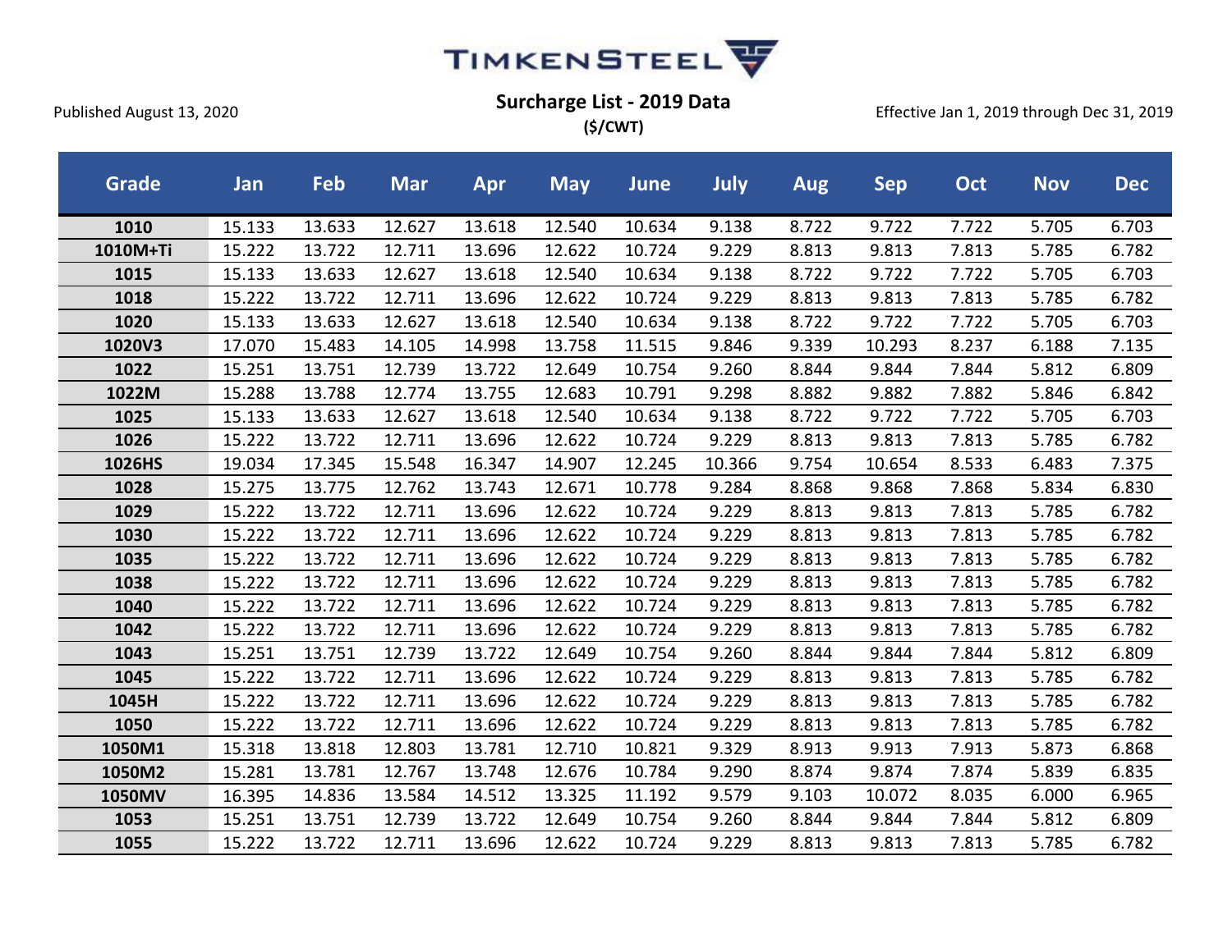TIMKENSTEEL

Published August 13, 2020

## Surcharge List - 2019 Data

**($/CWT)**

Effective Jan 1, 2019 through Dec 31, 2019

| Grade | Jan | Feb | Mar | Apr | May | June | July | Aug | Sep | Oct | Nov | Dec |
|---|---|---|---|---|---|---|---|---|---|---|---|---|
| **1010** | 15.133 | 13.633 | 12.627 | 13.618 | 12.540 | 10.634 | 9.138 | 8.722 | 9.722 | 7.722 | 5.705 | 6.703 |
| **1010M+Ti** | 15.222 | 13.722 | 12.711 | 13.696 | 12.622 | 10.724 | 9.229 | 8.813 | 9.813 | 7.813 | 5.785 | 6.782 |
| **1015** | 15.133 | 13.633 | 12.627 | 13.618 | 12.540 | 10.634 | 9.138 | 8.722 | 9.722 | 7.722 | 5.705 | 6.703 |
| **1018** | 15.222 | 13.722 | 12.711 | 13.696 | 12.622 | 10.724 | 9.229 | 8.813 | 9.813 | 7.813 | 5.785 | 6.782 |
| **1020** | 15.133 | 13.633 | 12.627 | 13.618 | 12.540 | 10.634 | 9.138 | 8.722 | 9.722 | 7.722 | 5.705 | 6.703 |
| **1020V3** | 17.070 | 15.483 | 14.105 | 14.998 | 13.758 | 11.515 | 9.846 | 9.339 | 10.293 | 8.237 | 6.188 | 7.135 |
| **1022** | 15.251 | 13.751 | 12.739 | 13.722 | 12.649 | 10.754 | 9.260 | 8.844 | 9.844 | 7.844 | 5.812 | 6.809 |
| **1022M** | 15.288 | 13.788 | 12.774 | 13.755 | 12.683 | 10.791 | 9.298 | 8.882 | 9.882 | 7.882 | 5.846 | 6.842 |
| **1025** | 15.133 | 13.633 | 12.627 | 13.618 | 12.540 | 10.634 | 9.138 | 8.722 | 9.722 | 7.722 | 5.705 | 6.703 |
| **1026** | 15.222 | 13.722 | 12.711 | 13.696 | 12.622 | 10.724 | 9.229 | 8.813 | 9.813 | 7.813 | 5.785 | 6.782 |
| **1026HS** | 19.034 | 17.345 | 15.548 | 16.347 | 14.907 | 12.245 | 10.366 | 9.754 | 10.654 | 8.533 | 6.483 | 7.375 |
| **1028** | 15.275 | 13.775 | 12.762 | 13.743 | 12.671 | 10.778 | 9.284 | 8.868 | 9.868 | 7.868 | 5.834 | 6.830 |
| **1029** | 15.222 | 13.722 | 12.711 | 13.696 | 12.622 | 10.724 | 9.229 | 8.813 | 9.813 | 7.813 | 5.785 | 6.782 |
| **1030** | 15.222 | 13.722 | 12.711 | 13.696 | 12.622 | 10.724 | 9.229 | 8.813 | 9.813 | 7.813 | 5.785 | 6.782 |
| **1035** | 15.222 | 13.722 | 12.711 | 13.696 | 12.622 | 10.724 | 9.229 | 8.813 | 9.813 | 7.813 | 5.785 | 6.782 |
| **1038** | 15.222 | 13.722 | 12.711 | 13.696 | 12.622 | 10.724 | 9.229 | 8.813 | 9.813 | 7.813 | 5.785 | 6.782 |
| **1040** | 15.222 | 13.722 | 12.711 | 13.696 | 12.622 | 10.724 | 9.229 | 8.813 | 9.813 | 7.813 | 5.785 | 6.782 |
| **1042** | 15.222 | 13.722 | 12.711 | 13.696 | 12.622 | 10.724 | 9.229 | 8.813 | 9.813 | 7.813 | 5.785 | 6.782 |
| **1043** | 15.251 | 13.751 | 12.739 | 13.722 | 12.649 | 10.754 | 9.260 | 8.844 | 9.844 | 7.844 | 5.812 | 6.809 |
| **1045** | 15.222 | 13.722 | 12.711 | 13.696 | 12.622 | 10.724 | 9.229 | 8.813 | 9.813 | 7.813 | 5.785 | 6.782 |
| **1045H** | 15.222 | 13.722 | 12.711 | 13.696 | 12.622 | 10.724 | 9.229 | 8.813 | 9.813 | 7.813 | 5.785 | 6.782 |
| **1050** | 15.222 | 13.722 | 12.711 | 13.696 | 12.622 | 10.724 | 9.229 | 8.813 | 9.813 | 7.813 | 5.785 | 6.782 |
| **1050M1** | 15.318 | 13.818 | 12.803 | 13.781 | 12.710 | 10.821 | 9.329 | 8.913 | 9.913 | 7.913 | 5.873 | 6.868 |
| **1050M2** | 15.281 | 13.781 | 12.767 | 13.748 | 12.676 | 10.784 | 9.290 | 8.874 | 9.874 | 7.874 | 5.839 | 6.835 |
| **1050MV** | 16.395 | 14.836 | 13.584 | 14.512 | 13.325 | 11.192 | 9.579 | 9.103 | 10.072 | 8.035 | 6.000 | 6.965 |
| **1053** | 15.251 | 13.751 | 12.739 | 13.722 | 12.649 | 10.754 | 9.260 | 8.844 | 9.844 | 7.844 | 5.812 | 6.809 |
| **1055** | 15.222 | 13.722 | 12.711 | 13.696 | 12.622 | 10.724 | 9.229 | 8.813 | 9.813 | 7.813 | 5.785 | 6.782 |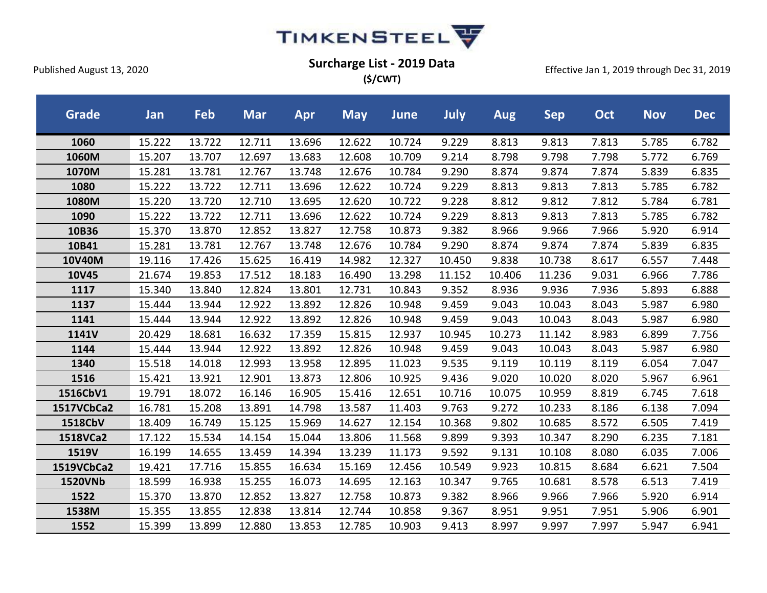TIMKENSTEEL

Published August 13, 2020

## Surcharge List - 2019 Data

**($/CWT)**

Effective Jan 1, 2019 through Dec 31, 2019

| Grade | Jan | Feb | Mar | Apr | May | June | July | Aug | Sep | Oct | Nov | Dec |
|---|---|---|---|---|---|---|---|---|---|---|---|---|
| **1060** | 15.222 | 13.722 | 12.711 | 13.696 | 12.622 | 10.724 | 9.229 | 8.813 | 9.813 | 7.813 | 5.785 | 6.782 |
| **1060M** | 15.207 | 13.707 | 12.697 | 13.683 | 12.608 | 10.709 | 9.214 | 8.798 | 9.798 | 7.798 | 5.772 | 6.769 |
| **1070M** | 15.281 | 13.781 | 12.767 | 13.748 | 12.676 | 10.784 | 9.290 | 8.874 | 9.874 | 7.874 | 5.839 | 6.835 |
| **1080** | 15.222 | 13.722 | 12.711 | 13.696 | 12.622 | 10.724 | 9.229 | 8.813 | 9.813 | 7.813 | 5.785 | 6.782 |
| **1080M** | 15.220 | 13.720 | 12.710 | 13.695 | 12.620 | 10.722 | 9.228 | 8.812 | 9.812 | 7.812 | 5.784 | 6.781 |
| **1090** | 15.222 | 13.722 | 12.711 | 13.696 | 12.622 | 10.724 | 9.229 | 8.813 | 9.813 | 7.813 | 5.785 | 6.782 |
| **10B36** | 15.370 | 13.870 | 12.852 | 13.827 | 12.758 | 10.873 | 9.382 | 8.966 | 9.966 | 7.966 | 5.920 | 6.914 |
| **10B41** | 15.281 | 13.781 | 12.767 | 13.748 | 12.676 | 10.784 | 9.290 | 8.874 | 9.874 | 7.874 | 5.839 | 6.835 |
| **10V40M** | 19.116 | 17.426 | 15.625 | 16.419 | 14.982 | 12.327 | 10.450 | 9.838 | 10.738 | 8.617 | 6.557 | 7.448 |
| **10V45** | 21.674 | 19.853 | 17.512 | 18.183 | 16.490 | 13.298 | 11.152 | 10.406 | 11.236 | 9.031 | 6.966 | 7.786 |
| **1117** | 15.340 | 13.840 | 12.824 | 13.801 | 12.731 | 10.843 | 9.352 | 8.936 | 9.936 | 7.936 | 5.893 | 6.888 |
| **1137** | 15.444 | 13.944 | 12.922 | 13.892 | 12.826 | 10.948 | 9.459 | 9.043 | 10.043 | 8.043 | 5.987 | 6.980 |
| **1141** | 15.444 | 13.944 | 12.922 | 13.892 | 12.826 | 10.948 | 9.459 | 9.043 | 10.043 | 8.043 | 5.987 | 6.980 |
| **1141V** | 20.429 | 18.681 | 16.632 | 17.359 | 15.815 | 12.937 | 10.945 | 10.273 | 11.142 | 8.983 | 6.899 | 7.756 |
| **1144** | 15.444 | 13.944 | 12.922 | 13.892 | 12.826 | 10.948 | 9.459 | 9.043 | 10.043 | 8.043 | 5.987 | 6.980 |
| **1340** | 15.518 | 14.018 | 12.993 | 13.958 | 12.895 | 11.023 | 9.535 | 9.119 | 10.119 | 8.119 | 6.054 | 7.047 |
| **1516** | 15.421 | 13.921 | 12.901 | 13.873 | 12.806 | 10.925 | 9.436 | 9.020 | 10.020 | 8.020 | 5.967 | 6.961 |
| **1516CbV1** | 19.791 | 18.072 | 16.146 | 16.905 | 15.416 | 12.651 | 10.716 | 10.075 | 10.959 | 8.819 | 6.745 | 7.618 |
| **1517VCbCa2** | 16.781 | 15.208 | 13.891 | 14.798 | 13.587 | 11.403 | 9.763 | 9.272 | 10.233 | 8.186 | 6.138 | 7.094 |
| **1518CbV** | 18.409 | 16.749 | 15.125 | 15.969 | 14.627 | 12.154 | 10.368 | 9.802 | 10.685 | 8.572 | 6.505 | 7.419 |
| **1518VCa2** | 17.122 | 15.534 | 14.154 | 15.044 | 13.806 | 11.568 | 9.899 | 9.393 | 10.347 | 8.290 | 6.235 | 7.181 |
| **1519V** | 16.199 | 14.655 | 13.459 | 14.394 | 13.239 | 11.173 | 9.592 | 9.131 | 10.108 | 8.080 | 6.035 | 7.006 |
| **1519VCbCa2** | 19.421 | 17.716 | 15.855 | 16.634 | 15.169 | 12.456 | 10.549 | 9.923 | 10.815 | 8.684 | 6.621 | 7.504 |
| **1520VNb** | 18.599 | 16.938 | 15.255 | 16.073 | 14.695 | 12.163 | 10.347 | 9.765 | 10.681 | 8.578 | 6.513 | 7.419 |
| **1522** | 15.370 | 13.870 | 12.852 | 13.827 | 12.758 | 10.873 | 9.382 | 8.966 | 9.966 | 7.966 | 5.920 | 6.914 |
| **1538M** | 15.355 | 13.855 | 12.838 | 13.814 | 12.744 | 10.858 | 9.367 | 8.951 | 9.951 | 7.951 | 5.906 | 6.901 |
| **1552** | 15.399 | 13.899 | 12.880 | 13.853 | 12.785 | 10.903 | 9.413 | 8.997 | 9.997 | 7.997 | 5.947 | 6.941 |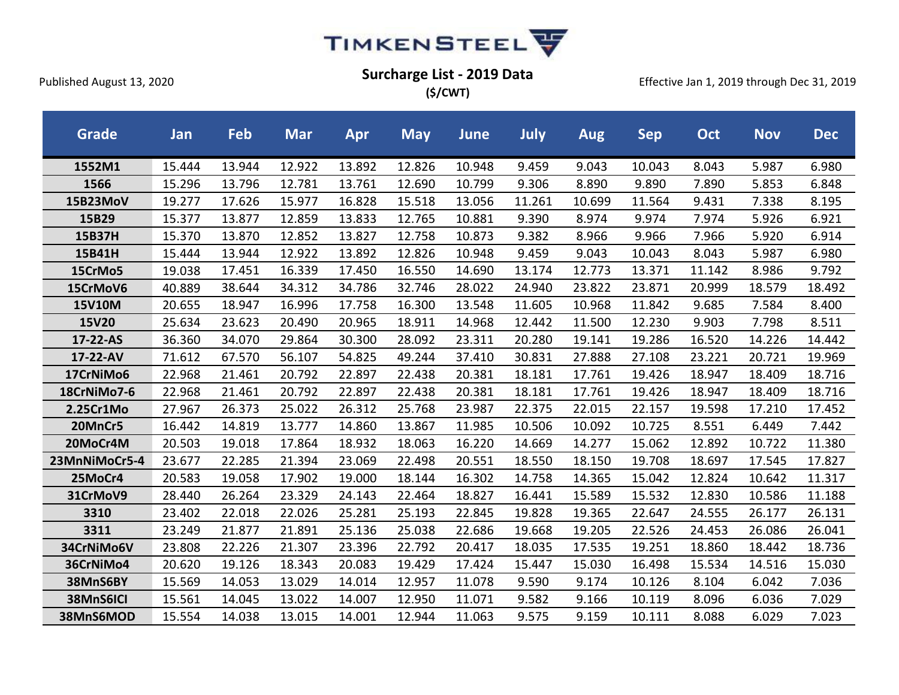TIMKENSTEEL

Published August 13, 2020

**Surcharge List - 2019 Data**
**($/CWT)**

Effective Jan 1, 2019 through Dec 31, 2019

| Grade | Jan | Feb | Mar | Apr | May | June | July | Aug | Sep | Oct | Nov | Dec |
|---|---|---|---|---|---|---|---|---|---|---|---|---|
| 1552M1 | 15.444 | 13.944 | 12.922 | 13.892 | 12.826 | 10.948 | 9.459 | 9.043 | 10.043 | 8.043 | 5.987 | 6.980 |
| 1566 | 15.296 | 13.796 | 12.781 | 13.761 | 12.690 | 10.799 | 9.306 | 8.890 | 9.890 | 7.890 | 5.853 | 6.848 |
| 15B23MoV | 19.277 | 17.626 | 15.977 | 16.828 | 15.518 | 13.056 | 11.261 | 10.699 | 11.564 | 9.431 | 7.338 | 8.195 |
| 15B29 | 15.377 | 13.877 | 12.859 | 13.833 | 12.765 | 10.881 | 9.390 | 8.974 | 9.974 | 7.974 | 5.926 | 6.921 |
| 15B37H | 15.370 | 13.870 | 12.852 | 13.827 | 12.758 | 10.873 | 9.382 | 8.966 | 9.966 | 7.966 | 5.920 | 6.914 |
| 15B41H | 15.444 | 13.944 | 12.922 | 13.892 | 12.826 | 10.948 | 9.459 | 9.043 | 10.043 | 8.043 | 5.987 | 6.980 |
| 15CrMo5 | 19.038 | 17.451 | 16.339 | 17.450 | 16.550 | 14.690 | 13.174 | 12.773 | 13.371 | 11.142 | 8.986 | 9.792 |
| 15CrMoV6 | 40.889 | 38.644 | 34.312 | 34.786 | 32.746 | 28.022 | 24.940 | 23.822 | 23.871 | 20.999 | 18.579 | 18.492 |
| 15V10M | 20.655 | 18.947 | 16.996 | 17.758 | 16.300 | 13.548 | 11.605 | 10.968 | 11.842 | 9.685 | 7.584 | 8.400 |
| 15V20 | 25.634 | 23.623 | 20.490 | 20.965 | 18.911 | 14.968 | 12.442 | 11.500 | 12.230 | 9.903 | 7.798 | 8.511 |
| 17-22-AS | 36.360 | 34.070 | 29.864 | 30.300 | 28.092 | 23.311 | 20.280 | 19.141 | 19.286 | 16.520 | 14.226 | 14.442 |
| 17-22-AV | 71.612 | 67.570 | 56.107 | 54.825 | 49.244 | 37.410 | 30.831 | 27.888 | 27.108 | 23.221 | 20.721 | 19.969 |
| 17CrNiMo6 | 22.968 | 21.461 | 20.792 | 22.897 | 22.438 | 20.381 | 18.181 | 17.761 | 19.426 | 18.947 | 18.409 | 18.716 |
| 18CrNiMo7-6 | 22.968 | 21.461 | 20.792 | 22.897 | 22.438 | 20.381 | 18.181 | 17.761 | 19.426 | 18.947 | 18.409 | 18.716 |
| 2.25Cr1Mo | 27.967 | 26.373 | 25.022 | 26.312 | 25.768 | 23.987 | 22.375 | 22.015 | 22.157 | 19.598 | 17.210 | 17.452 |
| 20MnCr5 | 16.442 | 14.819 | 13.777 | 14.860 | 13.867 | 11.985 | 10.506 | 10.092 | 10.725 | 8.551 | 6.449 | 7.442 |
| 20MoCr4M | 20.503 | 19.018 | 17.864 | 18.932 | 18.063 | 16.220 | 14.669 | 14.277 | 15.062 | 12.892 | 10.722 | 11.380 |
| 23MnNiMoCr5-4 | 23.677 | 22.285 | 21.394 | 23.069 | 22.498 | 20.551 | 18.550 | 18.150 | 19.708 | 18.697 | 17.545 | 17.827 |
| 25MoCr4 | 20.583 | 19.058 | 17.902 | 19.000 | 18.144 | 16.302 | 14.758 | 14.365 | 15.042 | 12.824 | 10.642 | 11.317 |
| 31CrMoV9 | 28.440 | 26.264 | 23.329 | 24.143 | 22.464 | 18.827 | 16.441 | 15.589 | 15.532 | 12.830 | 10.586 | 11.188 |
| 3310 | 23.402 | 22.018 | 22.026 | 25.281 | 25.193 | 22.845 | 19.828 | 19.365 | 22.647 | 24.555 | 26.177 | 26.131 |
| 3311 | 23.249 | 21.877 | 21.891 | 25.136 | 25.038 | 22.686 | 19.668 | 19.205 | 22.526 | 24.453 | 26.086 | 26.041 |
| 34CrNiMo6V | 23.808 | 22.226 | 21.307 | 23.396 | 22.792 | 20.417 | 18.035 | 17.535 | 19.251 | 18.860 | 18.442 | 18.736 |
| 36CrNiMo4 | 20.620 | 19.126 | 18.343 | 20.083 | 19.429 | 17.424 | 15.447 | 15.030 | 16.498 | 15.534 | 14.516 | 15.030 |
| 38MnS6BY | 15.569 | 14.053 | 13.029 | 14.014 | 12.957 | 11.078 | 9.590 | 9.174 | 10.126 | 8.104 | 6.042 | 7.036 |
| 38MnS6ICI | 15.561 | 14.045 | 13.022 | 14.007 | 12.950 | 11.071 | 9.582 | 9.166 | 10.119 | 8.096 | 6.036 | 7.029 |
| 38MnS6MOD | 15.554 | 14.038 | 13.015 | 14.001 | 12.944 | 11.063 | 9.575 | 9.159 | 10.111 | 8.088 | 6.029 | 7.023 |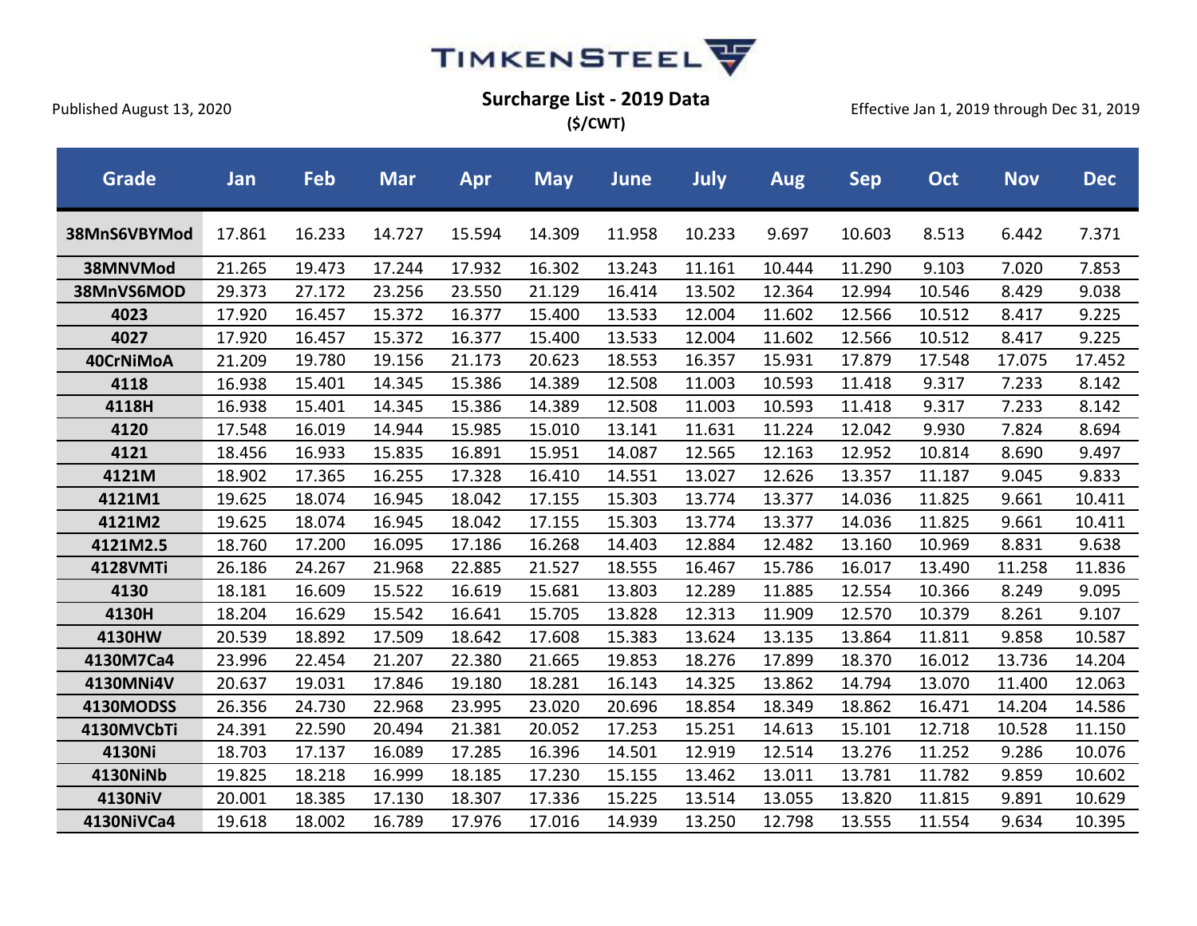TIMKENSTEEL

Published August 13, 2020

## Surcharge List - 2019 Data

**($/CWT)**

Effective Jan 1, 2019 through Dec 31, 2019

| Grade | Jan | Feb | Mar | Apr | May | June | July | Aug | Sep | Oct | Nov | Dec |
|---|---|---|---|---|---|---|---|---|---|---|---|---|
| **38MnS6VBYMod** | 17.861 | 16.233 | 14.727 | 15.594 | 14.309 | 11.958 | 10.233 | 9.697 | 10.603 | 8.513 | 6.442 | 7.371 |
| **38MNVMod** | 21.265 | 19.473 | 17.244 | 17.932 | 16.302 | 13.243 | 11.161 | 10.444 | 11.290 | 9.103 | 7.020 | 7.853 |
| **38MnVS6MOD** | 29.373 | 27.172 | 23.256 | 23.550 | 21.129 | 16.414 | 13.502 | 12.364 | 12.994 | 10.546 | 8.429 | 9.038 |
| **4023** | 17.920 | 16.457 | 15.372 | 16.377 | 15.400 | 13.533 | 12.004 | 11.602 | 12.566 | 10.512 | 8.417 | 9.225 |
| **4027** | 17.920 | 16.457 | 15.372 | 16.377 | 15.400 | 13.533 | 12.004 | 11.602 | 12.566 | 10.512 | 8.417 | 9.225 |
| **40CrNiMoA** | 21.209 | 19.780 | 19.156 | 21.173 | 20.623 | 18.553 | 16.357 | 15.931 | 17.879 | 17.548 | 17.075 | 17.452 |
| **4118** | 16.938 | 15.401 | 14.345 | 15.386 | 14.389 | 12.508 | 11.003 | 10.593 | 11.418 | 9.317 | 7.233 | 8.142 |
| **4118H** | 16.938 | 15.401 | 14.345 | 15.386 | 14.389 | 12.508 | 11.003 | 10.593 | 11.418 | 9.317 | 7.233 | 8.142 |
| **4120** | 17.548 | 16.019 | 14.944 | 15.985 | 15.010 | 13.141 | 11.631 | 11.224 | 12.042 | 9.930 | 7.824 | 8.694 |
| **4121** | 18.456 | 16.933 | 15.835 | 16.891 | 15.951 | 14.087 | 12.565 | 12.163 | 12.952 | 10.814 | 8.690 | 9.497 |
| **4121M** | 18.902 | 17.365 | 16.255 | 17.328 | 16.410 | 14.551 | 13.027 | 12.626 | 13.357 | 11.187 | 9.045 | 9.833 |
| **4121M1** | 19.625 | 18.074 | 16.945 | 18.042 | 17.155 | 15.303 | 13.774 | 13.377 | 14.036 | 11.825 | 9.661 | 10.411 |
| **4121M2** | 19.625 | 18.074 | 16.945 | 18.042 | 17.155 | 15.303 | 13.774 | 13.377 | 14.036 | 11.825 | 9.661 | 10.411 |
| **4121M2.5** | 18.760 | 17.200 | 16.095 | 17.186 | 16.268 | 14.403 | 12.884 | 12.482 | 13.160 | 10.969 | 8.831 | 9.638 |
| **4128VMTi** | 26.186 | 24.267 | 21.968 | 22.885 | 21.527 | 18.555 | 16.467 | 15.786 | 16.017 | 13.490 | 11.258 | 11.836 |
| **4130** | 18.181 | 16.609 | 15.522 | 16.619 | 15.681 | 13.803 | 12.289 | 11.885 | 12.554 | 10.366 | 8.249 | 9.095 |
| **4130H** | 18.204 | 16.629 | 15.542 | 16.641 | 15.705 | 13.828 | 12.313 | 11.909 | 12.570 | 10.379 | 8.261 | 9.107 |
| **4130HW** | 20.539 | 18.892 | 17.509 | 18.642 | 17.608 | 15.383 | 13.624 | 13.135 | 13.864 | 11.811 | 9.858 | 10.587 |
| **4130M7Ca4** | 23.996 | 22.454 | 21.207 | 22.380 | 21.665 | 19.853 | 18.276 | 17.899 | 18.370 | 16.012 | 13.736 | 14.204 |
| **4130MNi4V** | 20.637 | 19.031 | 17.846 | 19.180 | 18.281 | 16.143 | 14.325 | 13.862 | 14.794 | 13.070 | 11.400 | 12.063 |
| **4130MODSS** | 26.356 | 24.730 | 22.968 | 23.995 | 23.020 | 20.696 | 18.854 | 18.349 | 18.862 | 16.471 | 14.204 | 14.586 |
| **4130MVCbTi** | 24.391 | 22.590 | 20.494 | 21.381 | 20.052 | 17.253 | 15.251 | 14.613 | 15.101 | 12.718 | 10.528 | 11.150 |
| **4130Ni** | 18.703 | 17.137 | 16.089 | 17.285 | 16.396 | 14.501 | 12.919 | 12.514 | 13.276 | 11.252 | 9.286 | 10.076 |
| **4130NiNb** | 19.825 | 18.218 | 16.999 | 18.185 | 17.230 | 15.155 | 13.462 | 13.011 | 13.781 | 11.782 | 9.859 | 10.602 |
| **4130NiV** | 20.001 | 18.385 | 17.130 | 18.307 | 17.336 | 15.225 | 13.514 | 13.055 | 13.820 | 11.815 | 9.891 | 10.629 |
| **4130NiVCa4** | 19.618 | 18.002 | 16.789 | 17.976 | 17.016 | 14.939 | 13.250 | 12.798 | 13.555 | 11.554 | 9.634 | 10.395 |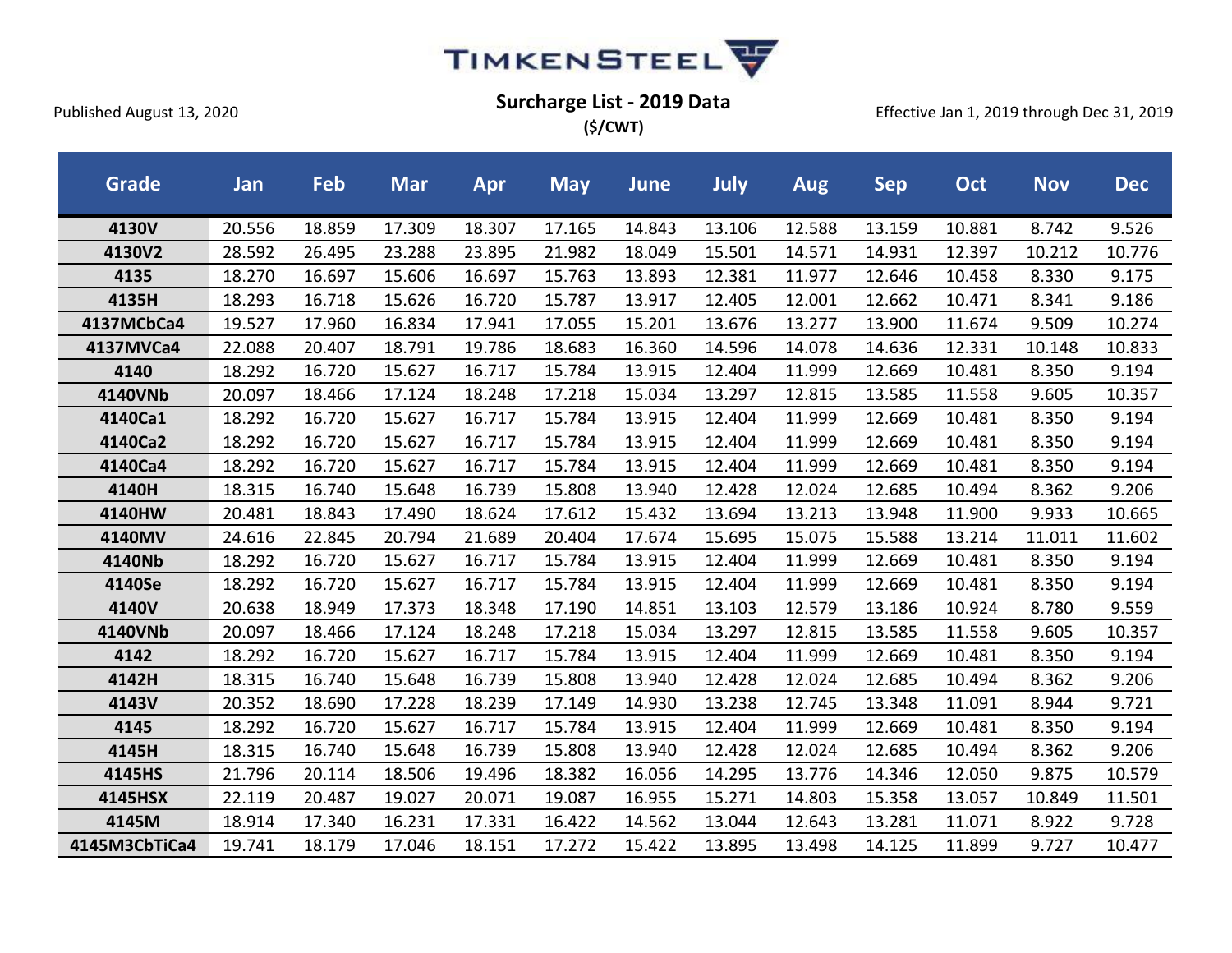TIMKENSTEEL

Published August 13, 2020

**Surcharge List - 2019 Data**
**($/CWT)**

Effective Jan 1, 2019 through Dec 31, 2019

| Grade | Jan | Feb | Mar | Apr | May | June | July | Aug | Sep | Oct | Nov | Dec |
|---|---|---|---|---|---|---|---|---|---|---|---|---|
| **4130V** | 20.556 | 18.859 | 17.309 | 18.307 | 17.165 | 14.843 | 13.106 | 12.588 | 13.159 | 10.881 | 8.742 | 9.526 |
| **4130V2** | 28.592 | 26.495 | 23.288 | 23.895 | 21.982 | 18.049 | 15.501 | 14.571 | 14.931 | 12.397 | 10.212 | 10.776 |
| **4135** | 18.270 | 16.697 | 15.606 | 16.697 | 15.763 | 13.893 | 12.381 | 11.977 | 12.646 | 10.458 | 8.330 | 9.175 |
| **4135H** | 18.293 | 16.718 | 15.626 | 16.720 | 15.787 | 13.917 | 12.405 | 12.001 | 12.662 | 10.471 | 8.341 | 9.186 |
| **4137MCbCa4** | 19.527 | 17.960 | 16.834 | 17.941 | 17.055 | 15.201 | 13.676 | 13.277 | 13.900 | 11.674 | 9.509 | 10.274 |
| **4137MVCa4** | 22.088 | 20.407 | 18.791 | 19.786 | 18.683 | 16.360 | 14.596 | 14.078 | 14.636 | 12.331 | 10.148 | 10.833 |
| **4140** | 18.292 | 16.720 | 15.627 | 16.717 | 15.784 | 13.915 | 12.404 | 11.999 | 12.669 | 10.481 | 8.350 | 9.194 |
| **4140VNb** | 20.097 | 18.466 | 17.124 | 18.248 | 17.218 | 15.034 | 13.297 | 12.815 | 13.585 | 11.558 | 9.605 | 10.357 |
| **4140Ca1** | 18.292 | 16.720 | 15.627 | 16.717 | 15.784 | 13.915 | 12.404 | 11.999 | 12.669 | 10.481 | 8.350 | 9.194 |
| **4140Ca2** | 18.292 | 16.720 | 15.627 | 16.717 | 15.784 | 13.915 | 12.404 | 11.999 | 12.669 | 10.481 | 8.350 | 9.194 |
| **4140Ca4** | 18.292 | 16.720 | 15.627 | 16.717 | 15.784 | 13.915 | 12.404 | 11.999 | 12.669 | 10.481 | 8.350 | 9.194 |
| **4140H** | 18.315 | 16.740 | 15.648 | 16.739 | 15.808 | 13.940 | 12.428 | 12.024 | 12.685 | 10.494 | 8.362 | 9.206 |
| **4140HW** | 20.481 | 18.843 | 17.490 | 18.624 | 17.612 | 15.432 | 13.694 | 13.213 | 13.948 | 11.900 | 9.933 | 10.665 |
| **4140MV** | 24.616 | 22.845 | 20.794 | 21.689 | 20.404 | 17.674 | 15.695 | 15.075 | 15.588 | 13.214 | 11.011 | 11.602 |
| **4140Nb** | 18.292 | 16.720 | 15.627 | 16.717 | 15.784 | 13.915 | 12.404 | 11.999 | 12.669 | 10.481 | 8.350 | 9.194 |
| **4140Se** | 18.292 | 16.720 | 15.627 | 16.717 | 15.784 | 13.915 | 12.404 | 11.999 | 12.669 | 10.481 | 8.350 | 9.194 |
| **4140V** | 20.638 | 18.949 | 17.373 | 18.348 | 17.190 | 14.851 | 13.103 | 12.579 | 13.186 | 10.924 | 8.780 | 9.559 |
| **4140VNb** | 20.097 | 18.466 | 17.124 | 18.248 | 17.218 | 15.034 | 13.297 | 12.815 | 13.585 | 11.558 | 9.605 | 10.357 |
| **4142** | 18.292 | 16.720 | 15.627 | 16.717 | 15.784 | 13.915 | 12.404 | 11.999 | 12.669 | 10.481 | 8.350 | 9.194 |
| **4142H** | 18.315 | 16.740 | 15.648 | 16.739 | 15.808 | 13.940 | 12.428 | 12.024 | 12.685 | 10.494 | 8.362 | 9.206 |
| **4143V** | 20.352 | 18.690 | 17.228 | 18.239 | 17.149 | 14.930 | 13.238 | 12.745 | 13.348 | 11.091 | 8.944 | 9.721 |
| **4145** | 18.292 | 16.720 | 15.627 | 16.717 | 15.784 | 13.915 | 12.404 | 11.999 | 12.669 | 10.481 | 8.350 | 9.194 |
| **4145H** | 18.315 | 16.740 | 15.648 | 16.739 | 15.808 | 13.940 | 12.428 | 12.024 | 12.685 | 10.494 | 8.362 | 9.206 |
| **4145HS** | 21.796 | 20.114 | 18.506 | 19.496 | 18.382 | 16.056 | 14.295 | 13.776 | 14.346 | 12.050 | 9.875 | 10.579 |
| **4145HSX** | 22.119 | 20.487 | 19.027 | 20.071 | 19.087 | 16.955 | 15.271 | 14.803 | 15.358 | 13.057 | 10.849 | 11.501 |
| **4145M** | 18.914 | 17.340 | 16.231 | 17.331 | 16.422 | 14.562 | 13.044 | 12.643 | 13.281 | 11.071 | 8.922 | 9.728 |
| **4145M3CbTiCa4** | 19.741 | 18.179 | 17.046 | 18.151 | 17.272 | 15.422 | 13.895 | 13.498 | 14.125 | 11.899 | 9.727 | 10.477 |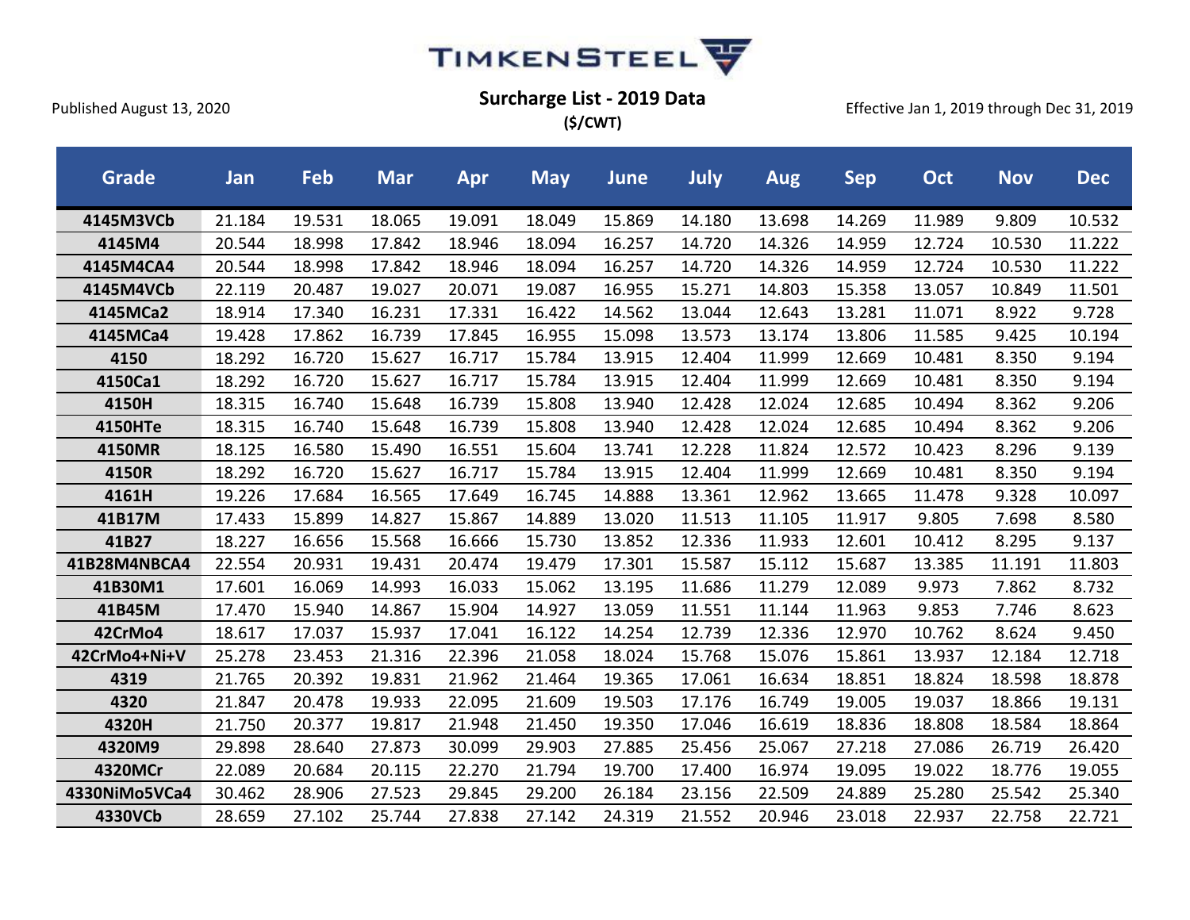TIMKENSTEEL

Published August 13, 2020

**Surcharge List - 2019 Data**

**($/CWT)**

Effective Jan 1, 2019 through Dec 31, 2019

| Grade | Jan | Feb | Mar | Apr | May | June | July | Aug | Sep | Oct | Nov | Dec |
|---|---|---|---|---|---|---|---|---|---|---|---|---|
| 4145M3VCb | 21.184 | 19.531 | 18.065 | 19.091 | 18.049 | 15.869 | 14.180 | 13.698 | 14.269 | 11.989 | 9.809 | 10.532 |
| 4145M4 | 20.544 | 18.998 | 17.842 | 18.946 | 18.094 | 16.257 | 14.720 | 14.326 | 14.959 | 12.724 | 10.530 | 11.222 |
| 4145M4CA4 | 20.544 | 18.998 | 17.842 | 18.946 | 18.094 | 16.257 | 14.720 | 14.326 | 14.959 | 12.724 | 10.530 | 11.222 |
| 4145M4VCb | 22.119 | 20.487 | 19.027 | 20.071 | 19.087 | 16.955 | 15.271 | 14.803 | 15.358 | 13.057 | 10.849 | 11.501 |
| 4145MCa2 | 18.914 | 17.340 | 16.231 | 17.331 | 16.422 | 14.562 | 13.044 | 12.643 | 13.281 | 11.071 | 8.922 | 9.728 |
| 4145MCa4 | 19.428 | 17.862 | 16.739 | 17.845 | 16.955 | 15.098 | 13.573 | 13.174 | 13.806 | 11.585 | 9.425 | 10.194 |
| 4150 | 18.292 | 16.720 | 15.627 | 16.717 | 15.784 | 13.915 | 12.404 | 11.999 | 12.669 | 10.481 | 8.350 | 9.194 |
| 4150Ca1 | 18.292 | 16.720 | 15.627 | 16.717 | 15.784 | 13.915 | 12.404 | 11.999 | 12.669 | 10.481 | 8.350 | 9.194 |
| 4150H | 18.315 | 16.740 | 15.648 | 16.739 | 15.808 | 13.940 | 12.428 | 12.024 | 12.685 | 10.494 | 8.362 | 9.206 |
| 4150HTe | 18.315 | 16.740 | 15.648 | 16.739 | 15.808 | 13.940 | 12.428 | 12.024 | 12.685 | 10.494 | 8.362 | 9.206 |
| 4150MR | 18.125 | 16.580 | 15.490 | 16.551 | 15.604 | 13.741 | 12.228 | 11.824 | 12.572 | 10.423 | 8.296 | 9.139 |
| 4150R | 18.292 | 16.720 | 15.627 | 16.717 | 15.784 | 13.915 | 12.404 | 11.999 | 12.669 | 10.481 | 8.350 | 9.194 |
| 4161H | 19.226 | 17.684 | 16.565 | 17.649 | 16.745 | 14.888 | 13.361 | 12.962 | 13.665 | 11.478 | 9.328 | 10.097 |
| 41B17M | 17.433 | 15.899 | 14.827 | 15.867 | 14.889 | 13.020 | 11.513 | 11.105 | 11.917 | 9.805 | 7.698 | 8.580 |
| 41B27 | 18.227 | 16.656 | 15.568 | 16.666 | 15.730 | 13.852 | 12.336 | 11.933 | 12.601 | 10.412 | 8.295 | 9.137 |
| 41B28M4NBCA4 | 22.554 | 20.931 | 19.431 | 20.474 | 19.479 | 17.301 | 15.587 | 15.112 | 15.687 | 13.385 | 11.191 | 11.803 |
| 41B30M1 | 17.601 | 16.069 | 14.993 | 16.033 | 15.062 | 13.195 | 11.686 | 11.279 | 12.089 | 9.973 | 7.862 | 8.732 |
| 41B45M | 17.470 | 15.940 | 14.867 | 15.904 | 14.927 | 13.059 | 11.551 | 11.144 | 11.963 | 9.853 | 7.746 | 8.623 |
| 42CrMo4 | 18.617 | 17.037 | 15.937 | 17.041 | 16.122 | 14.254 | 12.739 | 12.336 | 12.970 | 10.762 | 8.624 | 9.450 |
| 42CrMo4+Ni+V | 25.278 | 23.453 | 21.316 | 22.396 | 21.058 | 18.024 | 15.768 | 15.076 | 15.861 | 13.937 | 12.184 | 12.718 |
| 4319 | 21.765 | 20.392 | 19.831 | 21.962 | 21.464 | 19.365 | 17.061 | 16.634 | 18.851 | 18.824 | 18.598 | 18.878 |
| 4320 | 21.847 | 20.478 | 19.933 | 22.095 | 21.609 | 19.503 | 17.176 | 16.749 | 19.005 | 19.037 | 18.866 | 19.131 |
| 4320H | 21.750 | 20.377 | 19.817 | 21.948 | 21.450 | 19.350 | 17.046 | 16.619 | 18.836 | 18.808 | 18.584 | 18.864 |
| 4320M9 | 29.898 | 28.640 | 27.873 | 30.099 | 29.903 | 27.885 | 25.456 | 25.067 | 27.218 | 27.086 | 26.719 | 26.420 |
| 4320MCr | 22.089 | 20.684 | 20.115 | 22.270 | 21.794 | 19.700 | 17.400 | 16.974 | 19.095 | 19.022 | 18.776 | 19.055 |
| 4330NiMo5VCa4 | 30.462 | 28.906 | 27.523 | 29.845 | 29.200 | 26.184 | 23.156 | 22.509 | 24.889 | 25.280 | 25.542 | 25.340 |
| 4330VCb | 28.659 | 27.102 | 25.744 | 27.838 | 27.142 | 24.319 | 21.552 | 20.946 | 23.018 | 22.937 | 22.758 | 22.721 |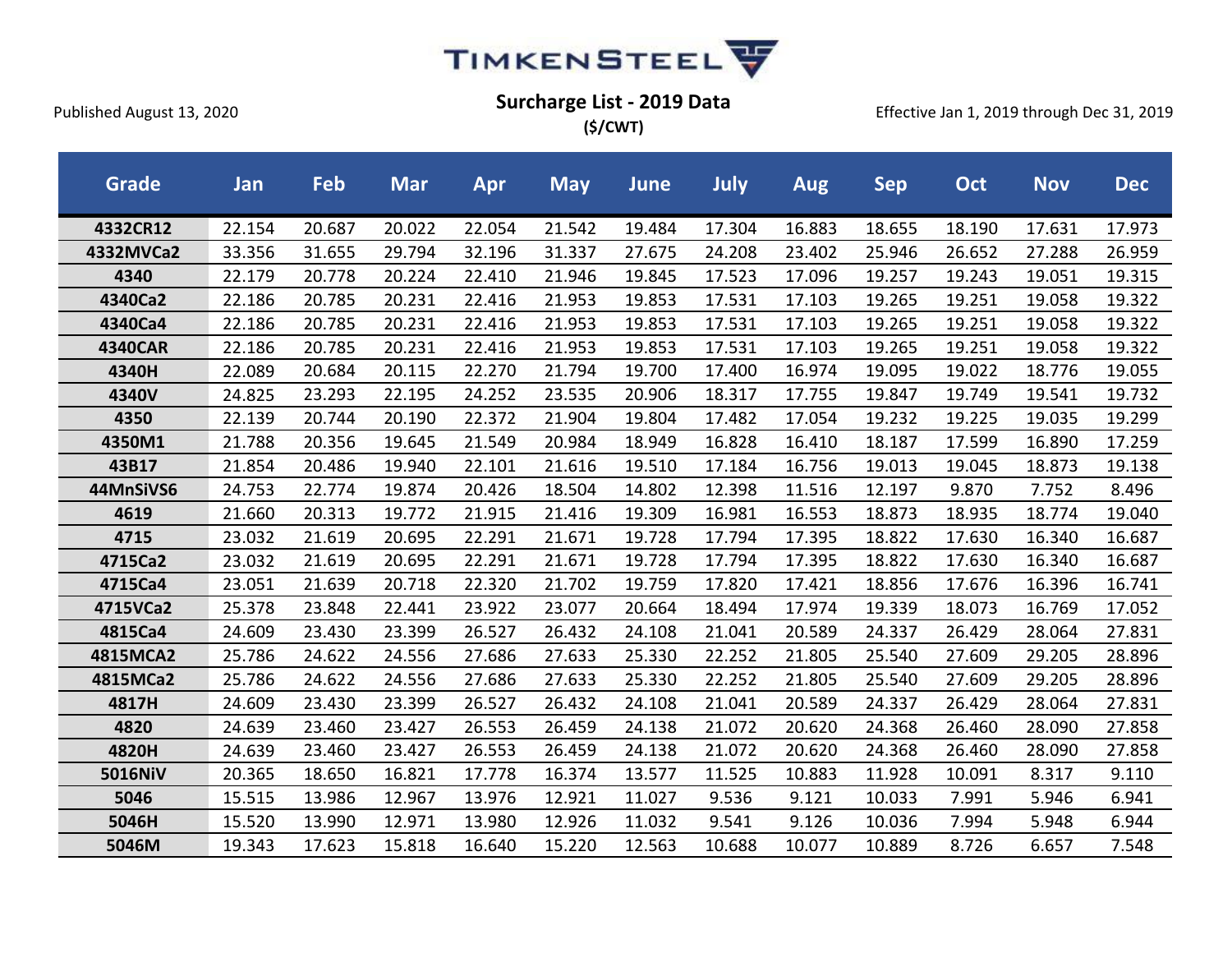TIMKENSTEEL

Published August 13, 2020

**Surcharge List - 2019 Data**

**($/CWT)**

Effective Jan 1, 2019 through Dec 31, 2019

| Grade | Jan | Feb | Mar | Apr | May | June | July | Aug | Sep | Oct | Nov | Dec |
|---|---|---|---|---|---|---|---|---|---|---|---|---|
| 4332CR12 | 22.154 | 20.687 | 20.022 | 22.054 | 21.542 | 19.484 | 17.304 | 16.883 | 18.655 | 18.190 | 17.631 | 17.973 |
| 4332MVCa2 | 33.356 | 31.655 | 29.794 | 32.196 | 31.337 | 27.675 | 24.208 | 23.402 | 25.946 | 26.652 | 27.288 | 26.959 |
| 4340 | 22.179 | 20.778 | 20.224 | 22.410 | 21.946 | 19.845 | 17.523 | 17.096 | 19.257 | 19.243 | 19.051 | 19.315 |
| 4340Ca2 | 22.186 | 20.785 | 20.231 | 22.416 | 21.953 | 19.853 | 17.531 | 17.103 | 19.265 | 19.251 | 19.058 | 19.322 |
| 4340Ca4 | 22.186 | 20.785 | 20.231 | 22.416 | 21.953 | 19.853 | 17.531 | 17.103 | 19.265 | 19.251 | 19.058 | 19.322 |
| 4340CAR | 22.186 | 20.785 | 20.231 | 22.416 | 21.953 | 19.853 | 17.531 | 17.103 | 19.265 | 19.251 | 19.058 | 19.322 |
| 4340H | 22.089 | 20.684 | 20.115 | 22.270 | 21.794 | 19.700 | 17.400 | 16.974 | 19.095 | 19.022 | 18.776 | 19.055 |
| 4340V | 24.825 | 23.293 | 22.195 | 24.252 | 23.535 | 20.906 | 18.317 | 17.755 | 19.847 | 19.749 | 19.541 | 19.732 |
| 4350 | 22.139 | 20.744 | 20.190 | 22.372 | 21.904 | 19.804 | 17.482 | 17.054 | 19.232 | 19.225 | 19.035 | 19.299 |
| 4350M1 | 21.788 | 20.356 | 19.645 | 21.549 | 20.984 | 18.949 | 16.828 | 16.410 | 18.187 | 17.599 | 16.890 | 17.259 |
| 43B17 | 21.854 | 20.486 | 19.940 | 22.101 | 21.616 | 19.510 | 17.184 | 16.756 | 19.013 | 19.045 | 18.873 | 19.138 |
| 44MnSiVS6 | 24.753 | 22.774 | 19.874 | 20.426 | 18.504 | 14.802 | 12.398 | 11.516 | 12.197 | 9.870 | 7.752 | 8.496 |
| 4619 | 21.660 | 20.313 | 19.772 | 21.915 | 21.416 | 19.309 | 16.981 | 16.553 | 18.873 | 18.935 | 18.774 | 19.040 |
| 4715 | 23.032 | 21.619 | 20.695 | 22.291 | 21.671 | 19.728 | 17.794 | 17.395 | 18.822 | 17.630 | 16.340 | 16.687 |
| 4715Ca2 | 23.032 | 21.619 | 20.695 | 22.291 | 21.671 | 19.728 | 17.794 | 17.395 | 18.822 | 17.630 | 16.340 | 16.687 |
| 4715Ca4 | 23.051 | 21.639 | 20.718 | 22.320 | 21.702 | 19.759 | 17.820 | 17.421 | 18.856 | 17.676 | 16.396 | 16.741 |
| 4715VCa2 | 25.378 | 23.848 | 22.441 | 23.922 | 23.077 | 20.664 | 18.494 | 17.974 | 19.339 | 18.073 | 16.769 | 17.052 |
| 4815Ca4 | 24.609 | 23.430 | 23.399 | 26.527 | 26.432 | 24.108 | 21.041 | 20.589 | 24.337 | 26.429 | 28.064 | 27.831 |
| 4815MCA2 | 25.786 | 24.622 | 24.556 | 27.686 | 27.633 | 25.330 | 22.252 | 21.805 | 25.540 | 27.609 | 29.205 | 28.896 |
| 4815MCa2 | 25.786 | 24.622 | 24.556 | 27.686 | 27.633 | 25.330 | 22.252 | 21.805 | 25.540 | 27.609 | 29.205 | 28.896 |
| 4817H | 24.609 | 23.430 | 23.399 | 26.527 | 26.432 | 24.108 | 21.041 | 20.589 | 24.337 | 26.429 | 28.064 | 27.831 |
| 4820 | 24.639 | 23.460 | 23.427 | 26.553 | 26.459 | 24.138 | 21.072 | 20.620 | 24.368 | 26.460 | 28.090 | 27.858 |
| 4820H | 24.639 | 23.460 | 23.427 | 26.553 | 26.459 | 24.138 | 21.072 | 20.620 | 24.368 | 26.460 | 28.090 | 27.858 |
| 5016NiV | 20.365 | 18.650 | 16.821 | 17.778 | 16.374 | 13.577 | 11.525 | 10.883 | 11.928 | 10.091 | 8.317 | 9.110 |
| 5046 | 15.515 | 13.986 | 12.967 | 13.976 | 12.921 | 11.027 | 9.536 | 9.121 | 10.033 | 7.991 | 5.946 | 6.941 |
| 5046H | 15.520 | 13.990 | 12.971 | 13.980 | 12.926 | 11.032 | 9.541 | 9.126 | 10.036 | 7.994 | 5.948 | 6.944 |
| 5046M | 19.343 | 17.623 | 15.818 | 16.640 | 15.220 | 12.563 | 10.688 | 10.077 | 10.889 | 8.726 | 6.657 | 7.548 |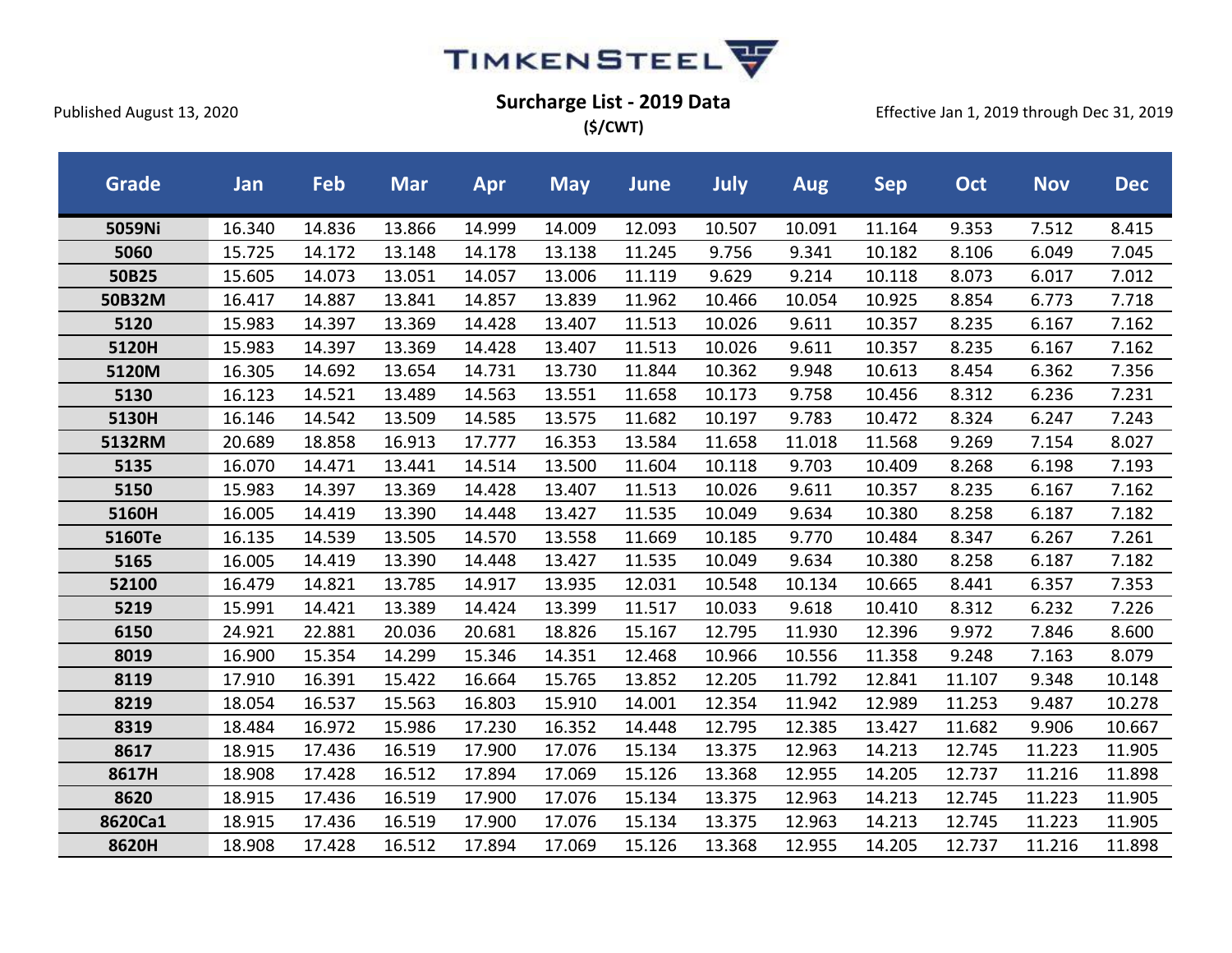TIMKENSTEEL

Published August 13, 2020

## Surcharge List - 2019 Data

**($/CWT)**

Effective Jan 1, 2019 through Dec 31, 2019

| Grade | Jan | Feb | Mar | Apr | May | June | July | Aug | Sep | Oct | Nov | Dec |
|---|---|---|---|---|---|---|---|---|---|---|---|---|
| 5059Ni | 16.340 | 14.836 | 13.866 | 14.999 | 14.009 | 12.093 | 10.507 | 10.091 | 11.164 | 9.353 | 7.512 | 8.415 |
| 5060 | 15.725 | 14.172 | 13.148 | 14.178 | 13.138 | 11.245 | 9.756 | 9.341 | 10.182 | 8.106 | 6.049 | 7.045 |
| 50B25 | 15.605 | 14.073 | 13.051 | 14.057 | 13.006 | 11.119 | 9.629 | 9.214 | 10.118 | 8.073 | 6.017 | 7.012 |
| 50B32M | 16.417 | 14.887 | 13.841 | 14.857 | 13.839 | 11.962 | 10.466 | 10.054 | 10.925 | 8.854 | 6.773 | 7.718 |
| 5120 | 15.983 | 14.397 | 13.369 | 14.428 | 13.407 | 11.513 | 10.026 | 9.611 | 10.357 | 8.235 | 6.167 | 7.162 |
| 5120H | 15.983 | 14.397 | 13.369 | 14.428 | 13.407 | 11.513 | 10.026 | 9.611 | 10.357 | 8.235 | 6.167 | 7.162 |
| 5120M | 16.305 | 14.692 | 13.654 | 14.731 | 13.730 | 11.844 | 10.362 | 9.948 | 10.613 | 8.454 | 6.362 | 7.356 |
| 5130 | 16.123 | 14.521 | 13.489 | 14.563 | 13.551 | 11.658 | 10.173 | 9.758 | 10.456 | 8.312 | 6.236 | 7.231 |
| 5130H | 16.146 | 14.542 | 13.509 | 14.585 | 13.575 | 11.682 | 10.197 | 9.783 | 10.472 | 8.324 | 6.247 | 7.243 |
| 5132RM | 20.689 | 18.858 | 16.913 | 17.777 | 16.353 | 13.584 | 11.658 | 11.018 | 11.568 | 9.269 | 7.154 | 8.027 |
| 5135 | 16.070 | 14.471 | 13.441 | 14.514 | 13.500 | 11.604 | 10.118 | 9.703 | 10.409 | 8.268 | 6.198 | 7.193 |
| 5150 | 15.983 | 14.397 | 13.369 | 14.428 | 13.407 | 11.513 | 10.026 | 9.611 | 10.357 | 8.235 | 6.167 | 7.162 |
| 5160H | 16.005 | 14.419 | 13.390 | 14.448 | 13.427 | 11.535 | 10.049 | 9.634 | 10.380 | 8.258 | 6.187 | 7.182 |
| 5160Te | 16.135 | 14.539 | 13.505 | 14.570 | 13.558 | 11.669 | 10.185 | 9.770 | 10.484 | 8.347 | 6.267 | 7.261 |
| 5165 | 16.005 | 14.419 | 13.390 | 14.448 | 13.427 | 11.535 | 10.049 | 9.634 | 10.380 | 8.258 | 6.187 | 7.182 |
| 52100 | 16.479 | 14.821 | 13.785 | 14.917 | 13.935 | 12.031 | 10.548 | 10.134 | 10.665 | 8.441 | 6.357 | 7.353 |
| 5219 | 15.991 | 14.421 | 13.389 | 14.424 | 13.399 | 11.517 | 10.033 | 9.618 | 10.410 | 8.312 | 6.232 | 7.226 |
| 6150 | 24.921 | 22.881 | 20.036 | 20.681 | 18.826 | 15.167 | 12.795 | 11.930 | 12.396 | 9.972 | 7.846 | 8.600 |
| 8019 | 16.900 | 15.354 | 14.299 | 15.346 | 14.351 | 12.468 | 10.966 | 10.556 | 11.358 | 9.248 | 7.163 | 8.079 |
| 8119 | 17.910 | 16.391 | 15.422 | 16.664 | 15.765 | 13.852 | 12.205 | 11.792 | 12.841 | 11.107 | 9.348 | 10.148 |
| 8219 | 18.054 | 16.537 | 15.563 | 16.803 | 15.910 | 14.001 | 12.354 | 11.942 | 12.989 | 11.253 | 9.487 | 10.278 |
| 8319 | 18.484 | 16.972 | 15.986 | 17.230 | 16.352 | 14.448 | 12.795 | 12.385 | 13.427 | 11.682 | 9.906 | 10.667 |
| 8617 | 18.915 | 17.436 | 16.519 | 17.900 | 17.076 | 15.134 | 13.375 | 12.963 | 14.213 | 12.745 | 11.223 | 11.905 |
| 8617H | 18.908 | 17.428 | 16.512 | 17.894 | 17.069 | 15.126 | 13.368 | 12.955 | 14.205 | 12.737 | 11.216 | 11.898 |
| 8620 | 18.915 | 17.436 | 16.519 | 17.900 | 17.076 | 15.134 | 13.375 | 12.963 | 14.213 | 12.745 | 11.223 | 11.905 |
| 8620Ca1 | 18.915 | 17.436 | 16.519 | 17.900 | 17.076 | 15.134 | 13.375 | 12.963 | 14.213 | 12.745 | 11.223 | 11.905 |
| 8620H | 18.908 | 17.428 | 16.512 | 17.894 | 17.069 | 15.126 | 13.368 | 12.955 | 14.205 | 12.737 | 11.216 | 11.898 |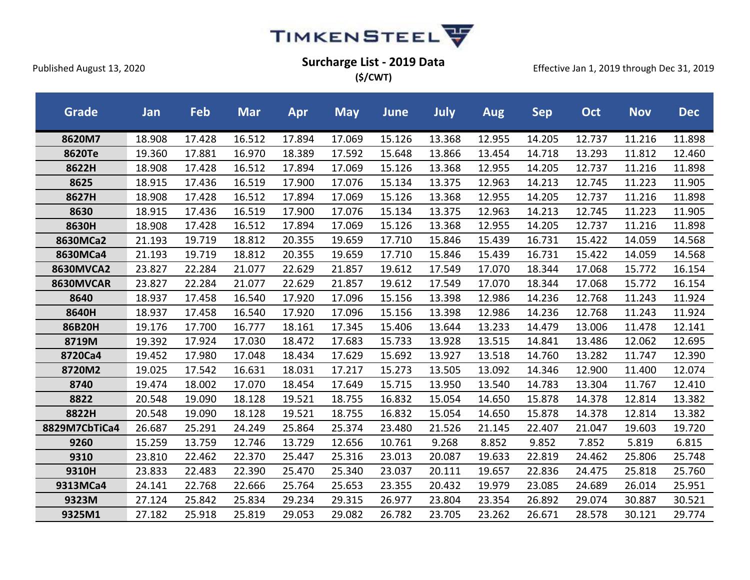TIMKENSTEEL

Published August 13, 2020

## Surcharge List - 2019 Data

**($/CWT)**

Effective Jan 1, 2019 through Dec 31, 2019

| Grade | Jan | Feb | Mar | Apr | May | June | July | Aug | Sep | Oct | Nov | Dec |
|---|---|---|---|---|---|---|---|---|---|---|---|---|
| **8620M7** | 18.908 | 17.428 | 16.512 | 17.894 | 17.069 | 15.126 | 13.368 | 12.955 | 14.205 | 12.737 | 11.216 | 11.898 |
| **8620Te** | 19.360 | 17.881 | 16.970 | 18.389 | 17.592 | 15.648 | 13.866 | 13.454 | 14.718 | 13.293 | 11.812 | 12.460 |
| **8622H** | 18.908 | 17.428 | 16.512 | 17.894 | 17.069 | 15.126 | 13.368 | 12.955 | 14.205 | 12.737 | 11.216 | 11.898 |
| **8625** | 18.915 | 17.436 | 16.519 | 17.900 | 17.076 | 15.134 | 13.375 | 12.963 | 14.213 | 12.745 | 11.223 | 11.905 |
| **8627H** | 18.908 | 17.428 | 16.512 | 17.894 | 17.069 | 15.126 | 13.368 | 12.955 | 14.205 | 12.737 | 11.216 | 11.898 |
| **8630** | 18.915 | 17.436 | 16.519 | 17.900 | 17.076 | 15.134 | 13.375 | 12.963 | 14.213 | 12.745 | 11.223 | 11.905 |
| **8630H** | 18.908 | 17.428 | 16.512 | 17.894 | 17.069 | 15.126 | 13.368 | 12.955 | 14.205 | 12.737 | 11.216 | 11.898 |
| **8630MCa2** | 21.193 | 19.719 | 18.812 | 20.355 | 19.659 | 17.710 | 15.846 | 15.439 | 16.731 | 15.422 | 14.059 | 14.568 |
| **8630MCa4** | 21.193 | 19.719 | 18.812 | 20.355 | 19.659 | 17.710 | 15.846 | 15.439 | 16.731 | 15.422 | 14.059 | 14.568 |
| **8630MVCA2** | 23.827 | 22.284 | 21.077 | 22.629 | 21.857 | 19.612 | 17.549 | 17.070 | 18.344 | 17.068 | 15.772 | 16.154 |
| **8630MVCAR** | 23.827 | 22.284 | 21.077 | 22.629 | 21.857 | 19.612 | 17.549 | 17.070 | 18.344 | 17.068 | 15.772 | 16.154 |
| **8640** | 18.937 | 17.458 | 16.540 | 17.920 | 17.096 | 15.156 | 13.398 | 12.986 | 14.236 | 12.768 | 11.243 | 11.924 |
| **8640H** | 18.937 | 17.458 | 16.540 | 17.920 | 17.096 | 15.156 | 13.398 | 12.986 | 14.236 | 12.768 | 11.243 | 11.924 |
| **86B20H** | 19.176 | 17.700 | 16.777 | 18.161 | 17.345 | 15.406 | 13.644 | 13.233 | 14.479 | 13.006 | 11.478 | 12.141 |
| **8719M** | 19.392 | 17.924 | 17.030 | 18.472 | 17.683 | 15.733 | 13.928 | 13.515 | 14.841 | 13.486 | 12.062 | 12.695 |
| **8720Ca4** | 19.452 | 17.980 | 17.048 | 18.434 | 17.629 | 15.692 | 13.927 | 13.518 | 14.760 | 13.282 | 11.747 | 12.390 |
| **8720M2** | 19.025 | 17.542 | 16.631 | 18.031 | 17.217 | 15.273 | 13.505 | 13.092 | 14.346 | 12.900 | 11.400 | 12.074 |
| **8740** | 19.474 | 18.002 | 17.070 | 18.454 | 17.649 | 15.715 | 13.950 | 13.540 | 14.783 | 13.304 | 11.767 | 12.410 |
| **8822** | 20.548 | 19.090 | 18.128 | 19.521 | 18.755 | 16.832 | 15.054 | 14.650 | 15.878 | 14.378 | 12.814 | 13.382 |
| **8822H** | 20.548 | 19.090 | 18.128 | 19.521 | 18.755 | 16.832 | 15.054 | 14.650 | 15.878 | 14.378 | 12.814 | 13.382 |
| **8829M7CbTiCa4** | 26.687 | 25.291 | 24.249 | 25.864 | 25.374 | 23.480 | 21.526 | 21.145 | 22.407 | 21.047 | 19.603 | 19.720 |
| **9260** | 15.259 | 13.759 | 12.746 | 13.729 | 12.656 | 10.761 | 9.268 | 8.852 | 9.852 | 7.852 | 5.819 | 6.815 |
| **9310** | 23.810 | 22.462 | 22.370 | 25.447 | 25.316 | 23.013 | 20.087 | 19.633 | 22.819 | 24.462 | 25.806 | 25.748 |
| **9310H** | 23.833 | 22.483 | 22.390 | 25.470 | 25.340 | 23.037 | 20.111 | 19.657 | 22.836 | 24.475 | 25.818 | 25.760 |
| **9313MCa4** | 24.141 | 22.768 | 22.666 | 25.764 | 25.653 | 23.355 | 20.432 | 19.979 | 23.085 | 24.689 | 26.014 | 25.951 |
| **9323M** | 27.124 | 25.842 | 25.834 | 29.234 | 29.315 | 26.977 | 23.804 | 23.354 | 26.892 | 29.074 | 30.887 | 30.521 |
| **9325M1** | 27.182 | 25.918 | 25.819 | 29.053 | 29.082 | 26.782 | 23.705 | 23.262 | 26.671 | 28.578 | 30.121 | 29.774 |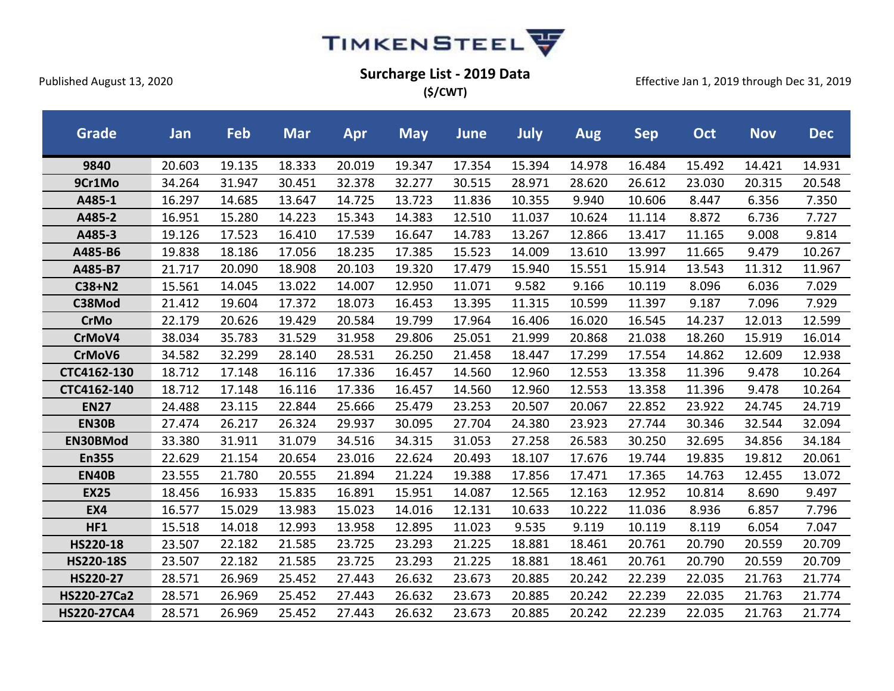TIMKENSTEEL

Published August 13, 2020

## Surcharge List - 2019 Data

**($/CWT)**

Effective Jan 1, 2019 through Dec 31, 2019

| Grade | Jan | Feb | Mar | Apr | May | June | July | Aug | Sep | Oct | Nov | Dec |
|---|---|---|---|---|---|---|---|---|---|---|---|---|
| **9840** | 20.603 | 19.135 | 18.333 | 20.019 | 19.347 | 17.354 | 15.394 | 14.978 | 16.484 | 15.492 | 14.421 | 14.931 |
| **9Cr1Mo** | 34.264 | 31.947 | 30.451 | 32.378 | 32.277 | 30.515 | 28.971 | 28.620 | 26.612 | 23.030 | 20.315 | 20.548 |
| **A485-1** | 16.297 | 14.685 | 13.647 | 14.725 | 13.723 | 11.836 | 10.355 | 9.940 | 10.606 | 8.447 | 6.356 | 7.350 |
| **A485-2** | 16.951 | 15.280 | 14.223 | 15.343 | 14.383 | 12.510 | 11.037 | 10.624 | 11.114 | 8.872 | 6.736 | 7.727 |
| **A485-3** | 19.126 | 17.523 | 16.410 | 17.539 | 16.647 | 14.783 | 13.267 | 12.866 | 13.417 | 11.165 | 9.008 | 9.814 |
| **A485-B6** | 19.838 | 18.186 | 17.056 | 18.235 | 17.385 | 15.523 | 14.009 | 13.610 | 13.997 | 11.665 | 9.479 | 10.267 |
| **A485-B7** | 21.717 | 20.090 | 18.908 | 20.103 | 19.320 | 17.479 | 15.940 | 15.551 | 15.914 | 13.543 | 11.312 | 11.967 |
| **C38+N2** | 15.561 | 14.045 | 13.022 | 14.007 | 12.950 | 11.071 | 9.582 | 9.166 | 10.119 | 8.096 | 6.036 | 7.029 |
| **C38Mod** | 21.412 | 19.604 | 17.372 | 18.073 | 16.453 | 13.395 | 11.315 | 10.599 | 11.397 | 9.187 | 7.096 | 7.929 |
| **CrMo** | 22.179 | 20.626 | 19.429 | 20.584 | 19.799 | 17.964 | 16.406 | 16.020 | 16.545 | 14.237 | 12.013 | 12.599 |
| **CrMoV4** | 38.034 | 35.783 | 31.529 | 31.958 | 29.806 | 25.051 | 21.999 | 20.868 | 21.038 | 18.260 | 15.919 | 16.014 |
| **CrMoV6** | 34.582 | 32.299 | 28.140 | 28.531 | 26.250 | 21.458 | 18.447 | 17.299 | 17.554 | 14.862 | 12.609 | 12.938 |
| **CTC4162-130** | 18.712 | 17.148 | 16.116 | 17.336 | 16.457 | 14.560 | 12.960 | 12.553 | 13.358 | 11.396 | 9.478 | 10.264 |
| **CTC4162-140** | 18.712 | 17.148 | 16.116 | 17.336 | 16.457 | 14.560 | 12.960 | 12.553 | 13.358 | 11.396 | 9.478 | 10.264 |
| **EN27** | 24.488 | 23.115 | 22.844 | 25.666 | 25.479 | 23.253 | 20.507 | 20.067 | 22.852 | 23.922 | 24.745 | 24.719 |
| **EN30B** | 27.474 | 26.217 | 26.324 | 29.937 | 30.095 | 27.704 | 24.380 | 23.923 | 27.744 | 30.346 | 32.544 | 32.094 |
| **EN30BMod** | 33.380 | 31.911 | 31.079 | 34.516 | 34.315 | 31.053 | 27.258 | 26.583 | 30.250 | 32.695 | 34.856 | 34.184 |
| **En355** | 22.629 | 21.154 | 20.654 | 23.016 | 22.624 | 20.493 | 18.107 | 17.676 | 19.744 | 19.835 | 19.812 | 20.061 |
| **EN40B** | 23.555 | 21.780 | 20.555 | 21.894 | 21.224 | 19.388 | 17.856 | 17.471 | 17.365 | 14.763 | 12.455 | 13.072 |
| **EX25** | 18.456 | 16.933 | 15.835 | 16.891 | 15.951 | 14.087 | 12.565 | 12.163 | 12.952 | 10.814 | 8.690 | 9.497 |
| **EX4** | 16.577 | 15.029 | 13.983 | 15.023 | 14.016 | 12.131 | 10.633 | 10.222 | 11.036 | 8.936 | 6.857 | 7.796 |
| **HF1** | 15.518 | 14.018 | 12.993 | 13.958 | 12.895 | 11.023 | 9.535 | 9.119 | 10.119 | 8.119 | 6.054 | 7.047 |
| **HS220-18** | 23.507 | 22.182 | 21.585 | 23.725 | 23.293 | 21.225 | 18.881 | 18.461 | 20.761 | 20.790 | 20.559 | 20.709 |
| **HS220-18S** | 23.507 | 22.182 | 21.585 | 23.725 | 23.293 | 21.225 | 18.881 | 18.461 | 20.761 | 20.790 | 20.559 | 20.709 |
| **HS220-27** | 28.571 | 26.969 | 25.452 | 27.443 | 26.632 | 23.673 | 20.885 | 20.242 | 22.239 | 22.035 | 21.763 | 21.774 |
| **HS220-27Ca2** | 28.571 | 26.969 | 25.452 | 27.443 | 26.632 | 23.673 | 20.885 | 20.242 | 22.239 | 22.035 | 21.763 | 21.774 |
| **HS220-27CA4** | 28.571 | 26.969 | 25.452 | 27.443 | 26.632 | 23.673 | 20.885 | 20.242 | 22.239 | 22.035 | 21.763 | 21.774 |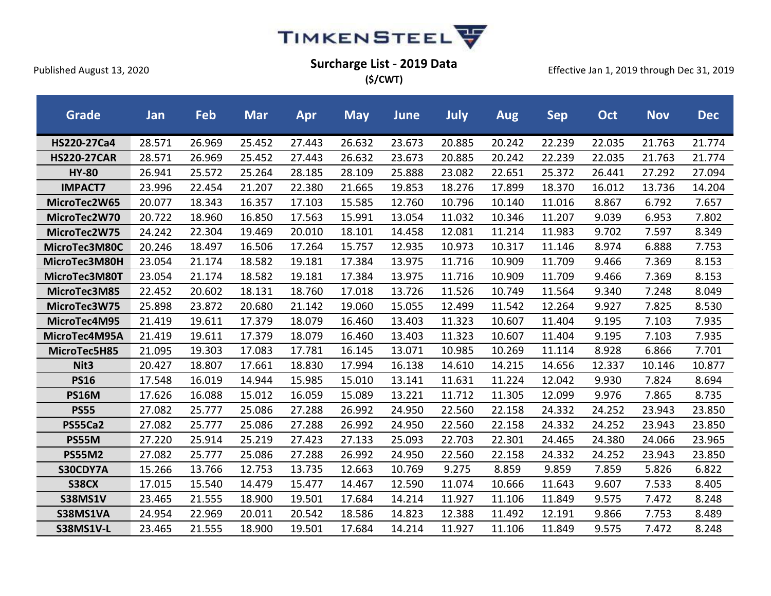TIMKENSTEEL

Published August 13, 2020

## Surcharge List - 2019 Data

**($/CWT)**

Effective Jan 1, 2019 through Dec 31, 2019

| Grade | Jan | Feb | Mar | Apr | May | June | July | Aug | Sep | Oct | Nov | Dec |
|---|---|---|---|---|---|---|---|---|---|---|---|---|
| **HS220-27Ca4** | 28.571 | 26.969 | 25.452 | 27.443 | 26.632 | 23.673 | 20.885 | 20.242 | 22.239 | 22.035 | 21.763 | 21.774 |
| **HS220-27CAR** | 28.571 | 26.969 | 25.452 | 27.443 | 26.632 | 23.673 | 20.885 | 20.242 | 22.239 | 22.035 | 21.763 | 21.774 |
| **HY-80** | 26.941 | 25.572 | 25.264 | 28.185 | 28.109 | 25.888 | 23.082 | 22.651 | 25.372 | 26.441 | 27.292 | 27.094 |
| **IMPACT7** | 23.996 | 22.454 | 21.207 | 22.380 | 21.665 | 19.853 | 18.276 | 17.899 | 18.370 | 16.012 | 13.736 | 14.204 |
| **MicroTec2W65** | 20.077 | 18.343 | 16.357 | 17.103 | 15.585 | 12.760 | 10.796 | 10.140 | 11.016 | 8.867 | 6.792 | 7.657 |
| **MicroTec2W70** | 20.722 | 18.960 | 16.850 | 17.563 | 15.991 | 13.054 | 11.032 | 10.346 | 11.207 | 9.039 | 6.953 | 7.802 |
| **MicroTec2W75** | 24.242 | 22.304 | 19.469 | 20.010 | 18.101 | 14.458 | 12.081 | 11.214 | 11.983 | 9.702 | 7.597 | 8.349 |
| **MicroTec3M80C** | 20.246 | 18.497 | 16.506 | 17.264 | 15.757 | 12.935 | 10.973 | 10.317 | 11.146 | 8.974 | 6.888 | 7.753 |
| **MicroTec3M80H** | 23.054 | 21.174 | 18.582 | 19.181 | 17.384 | 13.975 | 11.716 | 10.909 | 11.709 | 9.466 | 7.369 | 8.153 |
| **MicroTec3M80T** | 23.054 | 21.174 | 18.582 | 19.181 | 17.384 | 13.975 | 11.716 | 10.909 | 11.709 | 9.466 | 7.369 | 8.153 |
| **MicroTec3M85** | 22.452 | 20.602 | 18.131 | 18.760 | 17.018 | 13.726 | 11.526 | 10.749 | 11.564 | 9.340 | 7.248 | 8.049 |
| **MicroTec3W75** | 25.898 | 23.872 | 20.680 | 21.142 | 19.060 | 15.055 | 12.499 | 11.542 | 12.264 | 9.927 | 7.825 | 8.530 |
| **MicroTec4M95** | 21.419 | 19.611 | 17.379 | 18.079 | 16.460 | 13.403 | 11.323 | 10.607 | 11.404 | 9.195 | 7.103 | 7.935 |
| **MicroTec4M95A** | 21.419 | 19.611 | 17.379 | 18.079 | 16.460 | 13.403 | 11.323 | 10.607 | 11.404 | 9.195 | 7.103 | 7.935 |
| **MicroTec5H85** | 21.095 | 19.303 | 17.083 | 17.781 | 16.145 | 13.071 | 10.985 | 10.269 | 11.114 | 8.928 | 6.866 | 7.701 |
| **Nit3** | 20.427 | 18.807 | 17.661 | 18.830 | 17.994 | 16.138 | 14.610 | 14.215 | 14.656 | 12.337 | 10.146 | 10.877 |
| **PS16** | 17.548 | 16.019 | 14.944 | 15.985 | 15.010 | 13.141 | 11.631 | 11.224 | 12.042 | 9.930 | 7.824 | 8.694 |
| **PS16M** | 17.626 | 16.088 | 15.012 | 16.059 | 15.089 | 13.221 | 11.712 | 11.305 | 12.099 | 9.976 | 7.865 | 8.735 |
| **PS55** | 27.082 | 25.777 | 25.086 | 27.288 | 26.992 | 24.950 | 22.560 | 22.158 | 24.332 | 24.252 | 23.943 | 23.850 |
| **PS55Ca2** | 27.082 | 25.777 | 25.086 | 27.288 | 26.992 | 24.950 | 22.560 | 22.158 | 24.332 | 24.252 | 23.943 | 23.850 |
| **PS55M** | 27.220 | 25.914 | 25.219 | 27.423 | 27.133 | 25.093 | 22.703 | 22.301 | 24.465 | 24.380 | 24.066 | 23.965 |
| **PS55M2** | 27.082 | 25.777 | 25.086 | 27.288 | 26.992 | 24.950 | 22.560 | 22.158 | 24.332 | 24.252 | 23.943 | 23.850 |
| **S30CDY7A** | 15.266 | 13.766 | 12.753 | 13.735 | 12.663 | 10.769 | 9.275 | 8.859 | 9.859 | 7.859 | 5.826 | 6.822 |
| **S38CX** | 17.015 | 15.540 | 14.479 | 15.477 | 14.467 | 12.590 | 11.074 | 10.666 | 11.643 | 9.607 | 7.533 | 8.405 |
| **S38MS1V** | 23.465 | 21.555 | 18.900 | 19.501 | 17.684 | 14.214 | 11.927 | 11.106 | 11.849 | 9.575 | 7.472 | 8.248 |
| **S38MS1VA** | 24.954 | 22.969 | 20.011 | 20.542 | 18.586 | 14.823 | 12.388 | 11.492 | 12.191 | 9.866 | 7.753 | 8.489 |
| **S38MS1V-L** | 23.465 | 21.555 | 18.900 | 19.501 | 17.684 | 14.214 | 11.927 | 11.106 | 11.849 | 9.575 | 7.472 | 8.248 |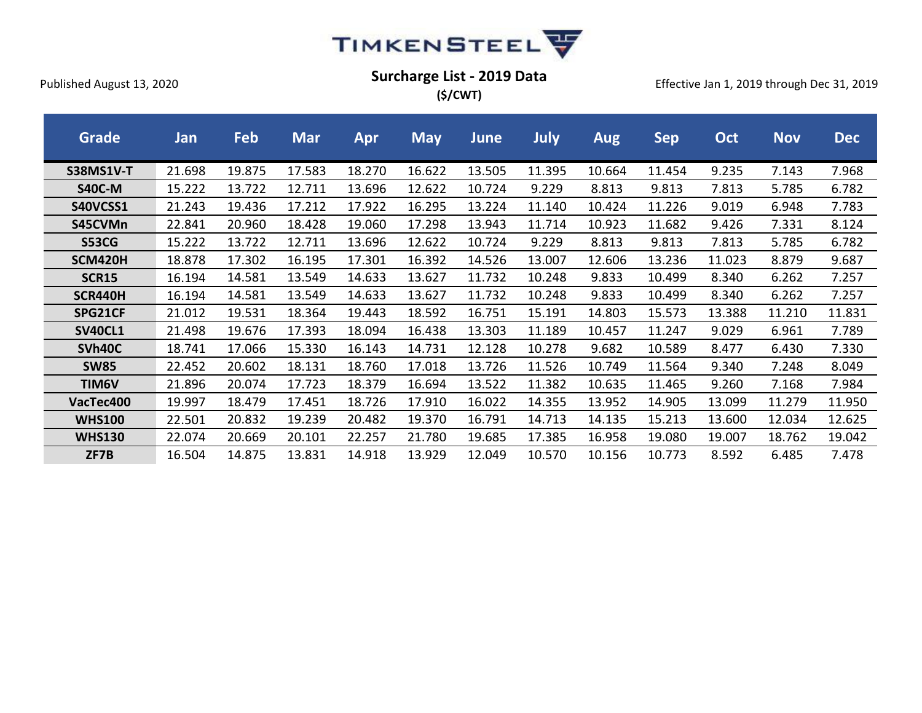TIMKENSTEEL

Published August 13, 2020

## Surcharge List - 2019 Data

**($/CWT)**

Effective Jan 1, 2019 through Dec 31, 2019

| Grade | Jan | Feb | Mar | Apr | May | June | July | Aug | Sep | Oct | Nov | Dec |
|---|---|---|---|---|---|---|---|---|---|---|---|---|
| S38MS1V-T | 21.698 | 19.875 | 17.583 | 18.270 | 16.622 | 13.505 | 11.395 | 10.664 | 11.454 | 9.235 | 7.143 | 7.968 |
| S40C-M | 15.222 | 13.722 | 12.711 | 13.696 | 12.622 | 10.724 | 9.229 | 8.813 | 9.813 | 7.813 | 5.785 | 6.782 |
| S40VCSS1 | 21.243 | 19.436 | 17.212 | 17.922 | 16.295 | 13.224 | 11.140 | 10.424 | 11.226 | 9.019 | 6.948 | 7.783 |
| S45CVMn | 22.841 | 20.960 | 18.428 | 19.060 | 17.298 | 13.943 | 11.714 | 10.923 | 11.682 | 9.426 | 7.331 | 8.124 |
| S53CG | 15.222 | 13.722 | 12.711 | 13.696 | 12.622 | 10.724 | 9.229 | 8.813 | 9.813 | 7.813 | 5.785 | 6.782 |
| SCM420H | 18.878 | 17.302 | 16.195 | 17.301 | 16.392 | 14.526 | 13.007 | 12.606 | 13.236 | 11.023 | 8.879 | 9.687 |
| SCR15 | 16.194 | 14.581 | 13.549 | 14.633 | 13.627 | 11.732 | 10.248 | 9.833 | 10.499 | 8.340 | 6.262 | 7.257 |
| SCR440H | 16.194 | 14.581 | 13.549 | 14.633 | 13.627 | 11.732 | 10.248 | 9.833 | 10.499 | 8.340 | 6.262 | 7.257 |
| SPG21CF | 21.012 | 19.531 | 18.364 | 19.443 | 18.592 | 16.751 | 15.191 | 14.803 | 15.573 | 13.388 | 11.210 | 11.831 |
| SV40CL1 | 21.498 | 19.676 | 17.393 | 18.094 | 16.438 | 13.303 | 11.189 | 10.457 | 11.247 | 9.029 | 6.961 | 7.789 |
| SVh40C | 18.741 | 17.066 | 15.330 | 16.143 | 14.731 | 12.128 | 10.278 | 9.682 | 10.589 | 8.477 | 6.430 | 7.330 |
| SW85 | 22.452 | 20.602 | 18.131 | 18.760 | 17.018 | 13.726 | 11.526 | 10.749 | 11.564 | 9.340 | 7.248 | 8.049 |
| TIM6V | 21.896 | 20.074 | 17.723 | 18.379 | 16.694 | 13.522 | 11.382 | 10.635 | 11.465 | 9.260 | 7.168 | 7.984 |
| VacTec400 | 19.997 | 18.479 | 17.451 | 18.726 | 17.910 | 16.022 | 14.355 | 13.952 | 14.905 | 13.099 | 11.279 | 11.950 |
| WHS100 | 22.501 | 20.832 | 19.239 | 20.482 | 19.370 | 16.791 | 14.713 | 14.135 | 15.213 | 13.600 | 12.034 | 12.625 |
| WHS130 | 22.074 | 20.669 | 20.101 | 22.257 | 21.780 | 19.685 | 17.385 | 16.958 | 19.080 | 19.007 | 18.762 | 19.042 |
| ZF7B | 16.504 | 14.875 | 13.831 | 14.918 | 13.929 | 12.049 | 10.570 | 10.156 | 10.773 | 8.592 | 6.485 | 7.478 |